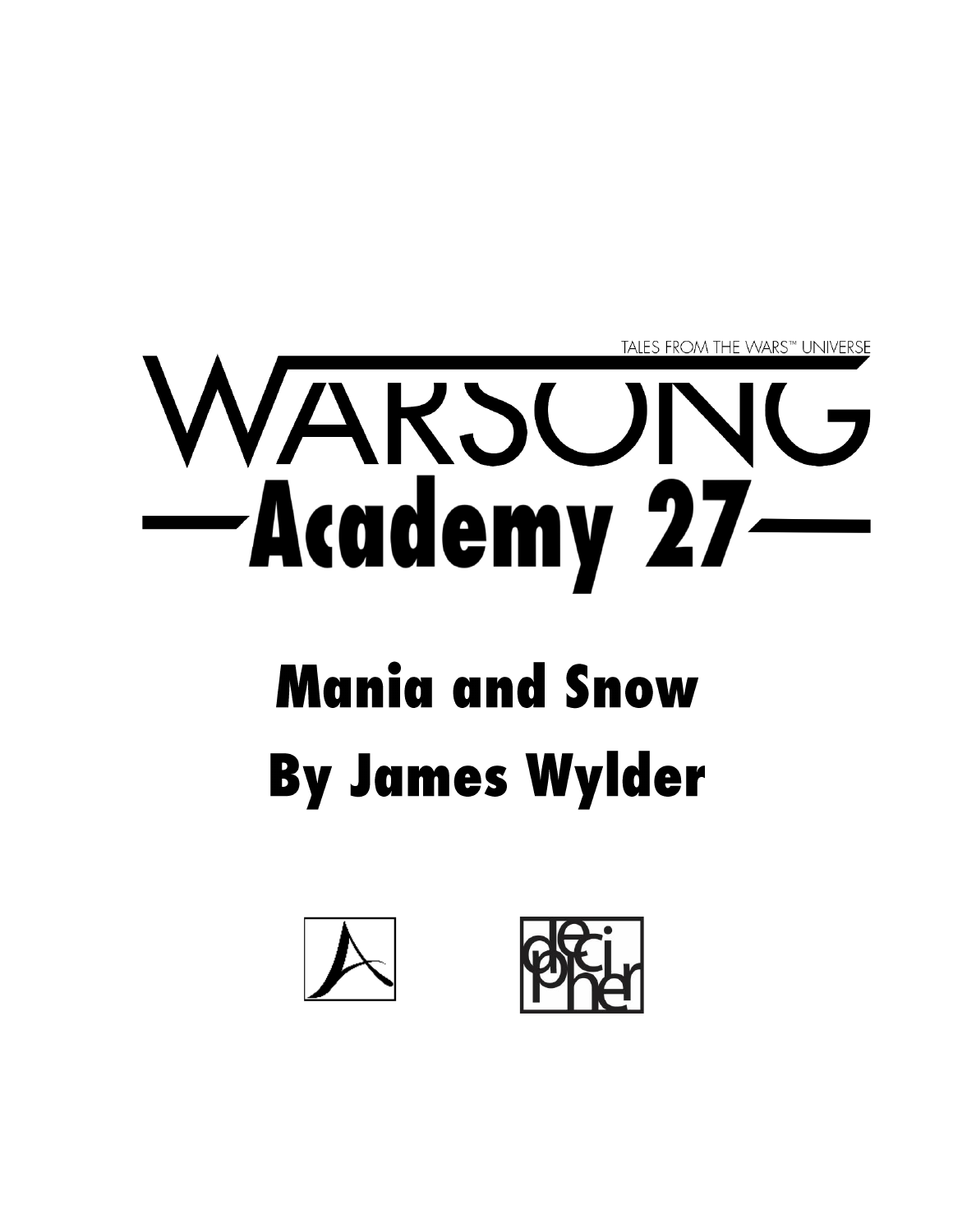TALES FROM THE WARS™ UNIVERSE

# WARSONG

## Academy 27

# Mania and Snow

# By James Wylder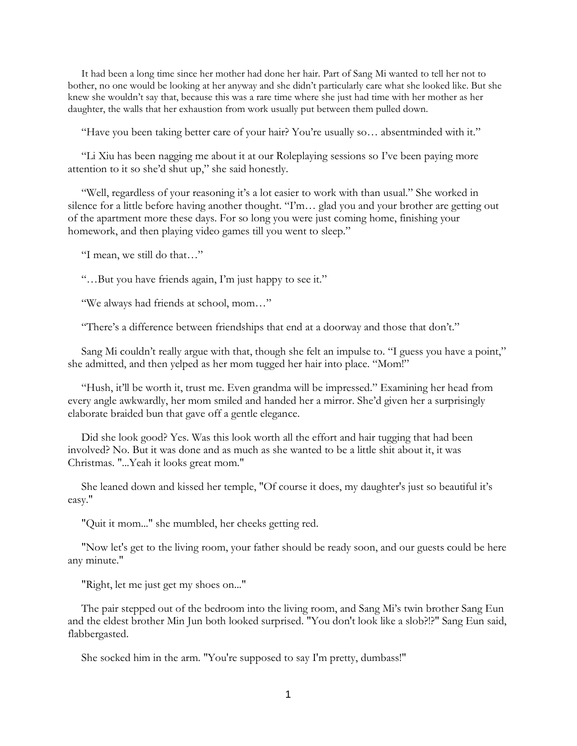It had been a long time since her mother had done her hair. Part of Sang Mi wanted to tell her not to bother, no one would be looking at her anyway and she didn't particularly care what she looked like. But she knew she wouldn't say that, because this was a rare time where she just had time with her mother as her daughter, the walls that her exhaustion from work usually put between them pulled down.

"Have you been taking better care of your hair? You're usually so… absentminded with it."

"Li Xiu has been nagging me about it at our Roleplaying sessions so I've been paying more attention to it so she'd shut up," she said honestly.

"Well, regardless of your reasoning it's a lot easier to work with than usual." She worked in silence for a little before having another thought. "I'm… glad you and your brother are getting out of the apartment more these days. For so long you were just coming home, finishing your homework, and then playing video games till you went to sleep."

"I mean, we still do that…"

"…But you have friends again, I'm just happy to see it."

"We always had friends at school, mom…"

"There's a difference between friendships that end at a doorway and those that don't."

Sang Mi couldn't really argue with that, though she felt an impulse to. "I guess you have a point," she admitted, and then yelped as her mom tugged her hair into place. "Mom!"

"Hush, it'll be worth it, trust me. Even grandma will be impressed." Examining her head from every angle awkwardly, her mom smiled and handed her a mirror. She'd given her a surprisingly elaborate braided bun that gave off a gentle elegance.

Did she look good? Yes. Was this look worth all the effort and hair tugging that had been involved? No. But it was done and as much as she wanted to be a little shit about it, it was Christmas. "...Yeah it looks great mom."

She leaned down and kissed her temple, "Of course it does, my daughter's just so beautiful it's easy."

"Quit it mom..." she mumbled, her cheeks getting red.

"Now let's get to the living room, your father should be ready soon, and our guests could be here any minute."

"Right, let me just get my shoes on..."

The pair stepped out of the bedroom into the living room, and Sang Mi's twin brother Sang Eun and the eldest brother Min Jun both looked surprised. "You don't look like a slob?!?" Sang Eun said, flabbergasted.

She socked him in the arm. "You're supposed to say I'm pretty, dumbass!"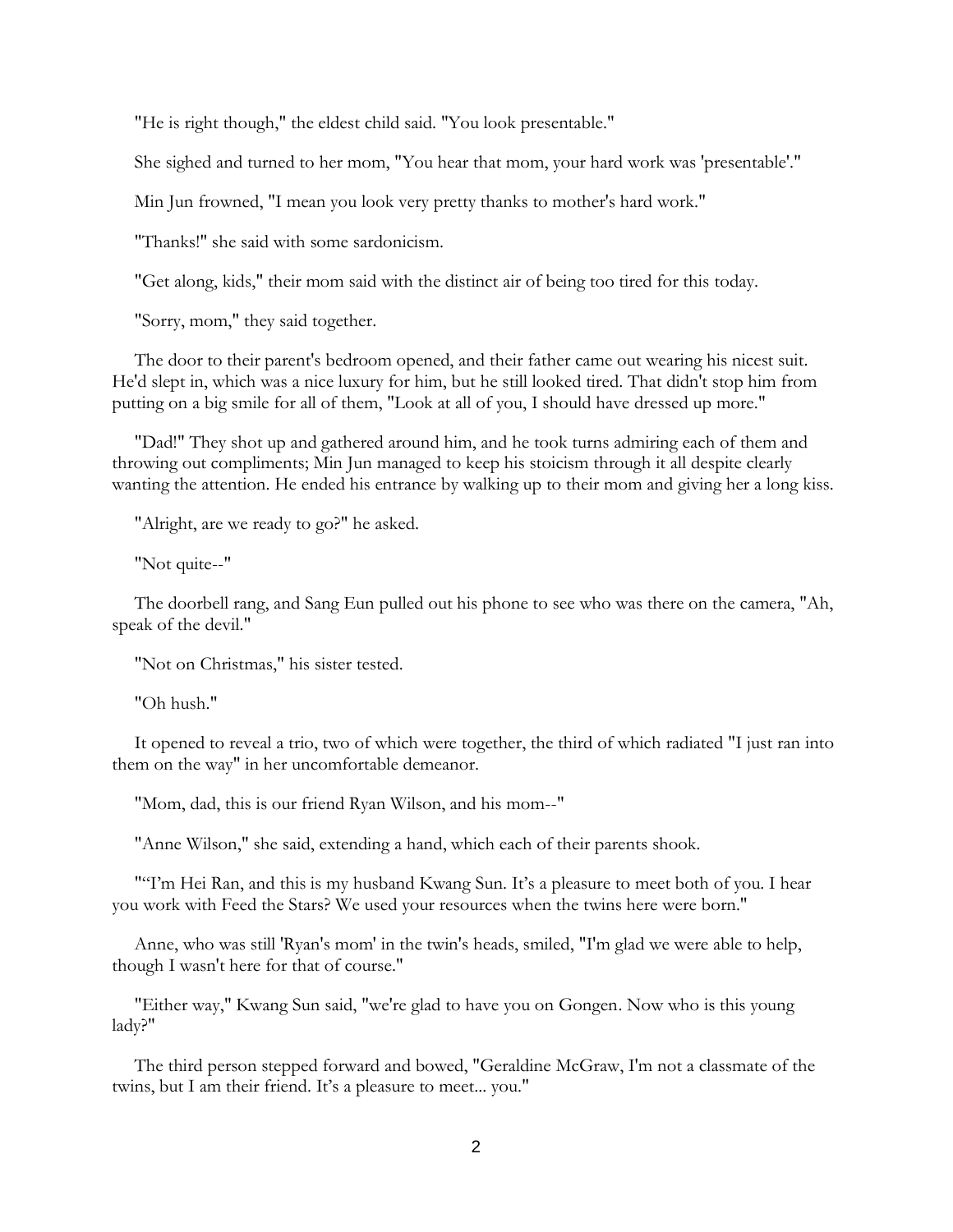"He is right though," the eldest child said. "You look presentable."

She sighed and turned to her mom, "You hear that mom, your hard work was 'presentable'."

Min Jun frowned, "I mean you look very pretty thanks to mother's hard work."

"Thanks!" she said with some sardonicism.

"Get along, kids," their mom said with the distinct air of being too tired for this today.

"Sorry, mom," they said together.

The door to their parent's bedroom opened, and their father came out wearing his nicest suit. He'd slept in, which was a nice luxury for him, but he still looked tired. That didn't stop him from putting on a big smile for all of them, "Look at all of you, I should have dressed up more."

"Dad!" They shot up and gathered around him, and he took turns admiring each of them and throwing out compliments; Min Jun managed to keep his stoicism through it all despite clearly wanting the attention. He ended his entrance by walking up to their mom and giving her a long kiss.

"Alright, are we ready to go?" he asked.

"Not quite--"

The doorbell rang, and Sang Eun pulled out his phone to see who was there on the camera, "Ah, speak of the devil."

"Not on Christmas," his sister tested.

"Oh hush."

It opened to reveal a trio, two of which were together, the third of which radiated "I just ran into them on the way" in her uncomfortable demeanor.

"Mom, dad, this is our friend Ryan Wilson, and his mom--"

"Anne Wilson," she said, extending a hand, which each of their parents shook.

"“I’m Hei Ran, and this is my husband Kwang Sun. It’s a pleasure to meet both of you. I hear you work with Feed the Stars? We used your resources when the twins here were born."

Anne, who was still 'Ryan's mom' in the twin's heads, smiled, "I'm glad we were able to help, though I wasn't here for that of course."

"Either way," Kwang Sun said, "we're glad to have you on Gongen. Now who is this young lady?"

The third person stepped forward and bowed, "Geraldine McGraw, I'm not a classmate of the twins, but I am their friend. It’s a pleasure to meet... you."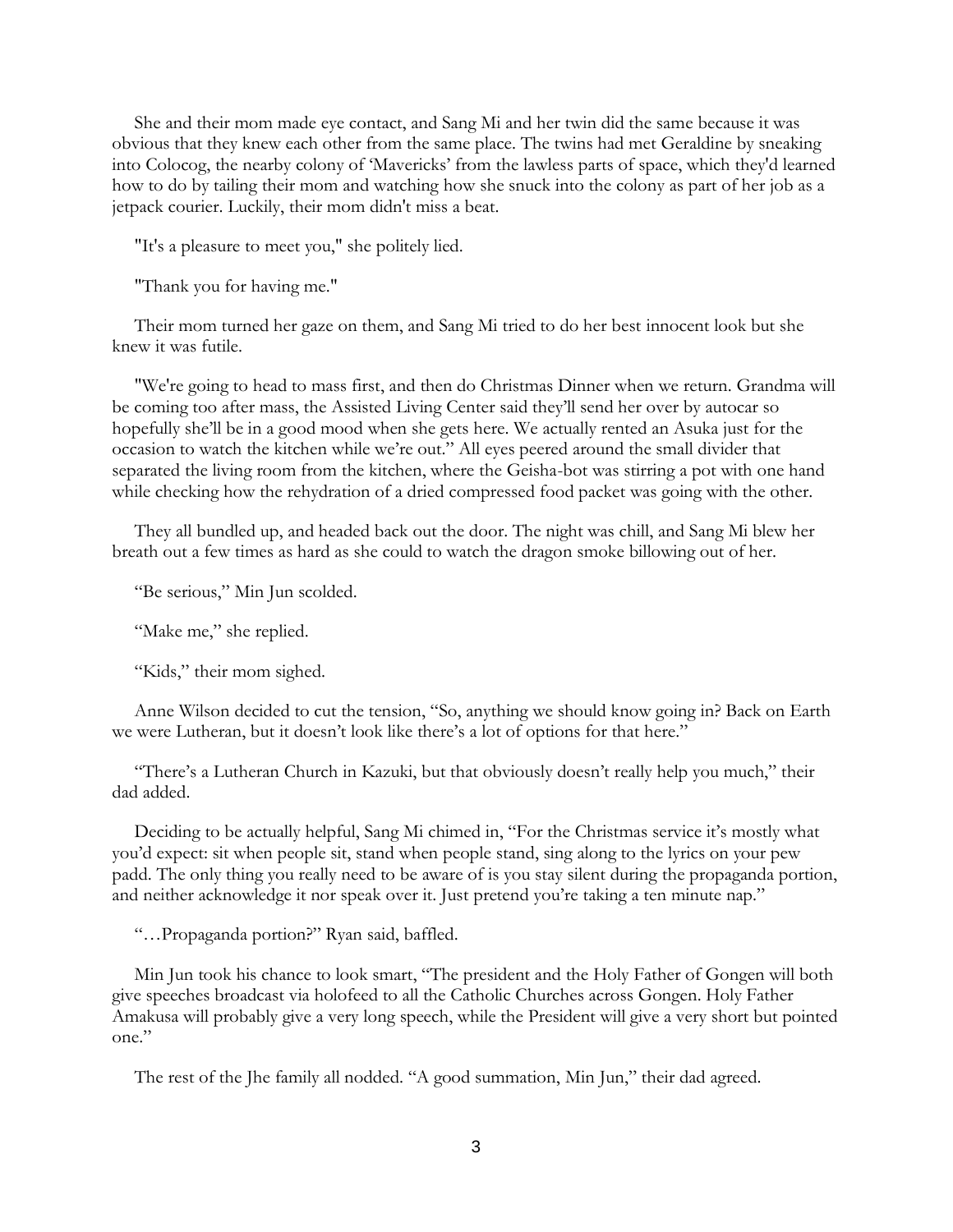She and their mom made eye contact, and Sang Mi and her twin did the same because it was obvious that they knew each other from the same place. The twins had met Geraldine by sneaking into Colocog, the nearby colony of 'Mavericks' from the lawless parts of space, which they'd learned how to do by tailing their mom and watching how she snuck into the colony as part of her job as a jetpack courier. Luckily, their mom didn't miss a beat.

"It's a pleasure to meet you," she politely lied.

"Thank you for having me."

Their mom turned her gaze on them, and Sang Mi tried to do her best innocent look but she knew it was futile.

"We're going to head to mass first, and then do Christmas Dinner when we return. Grandma will be coming too after mass, the Assisted Living Center said they'll send her over by autocar so hopefully she'll be in a good mood when she gets here. We actually rented an Asuka just for the occasion to watch the kitchen while we're out." All eyes peered around the small divider that separated the living room from the kitchen, where the Geisha-bot was stirring a pot with one hand while checking how the rehydration of a dried compressed food packet was going with the other.

They all bundled up, and headed back out the door. The night was chill, and Sang Mi blew her breath out a few times as hard as she could to watch the dragon smoke billowing out of her.

"Be serious," Min Jun scolded.

"Make me," she replied.

"Kids," their mom sighed.

Anne Wilson decided to cut the tension, "So, anything we should know going in? Back on Earth we were Lutheran, but it doesn't look like there's a lot of options for that here."

"There's a Lutheran Church in Kazuki, but that obviously doesn't really help you much," their dad added.

Deciding to be actually helpful, Sang Mi chimed in, "For the Christmas service it's mostly what you'd expect: sit when people sit, stand when people stand, sing along to the lyrics on your pew padd. The only thing you really need to be aware of is you stay silent during the propaganda portion, and neither acknowledge it nor speak over it. Just pretend you're taking a ten minute nap."

"…Propaganda portion?" Ryan said, baffled.

Min Jun took his chance to look smart, "The president and the Holy Father of Gongen will both give speeches broadcast via holofeed to all the Catholic Churches across Gongen. Holy Father Amakusa will probably give a very long speech, while the President will give a very short but pointed one."

The rest of the Jhe family all nodded. "A good summation, Min Jun," their dad agreed.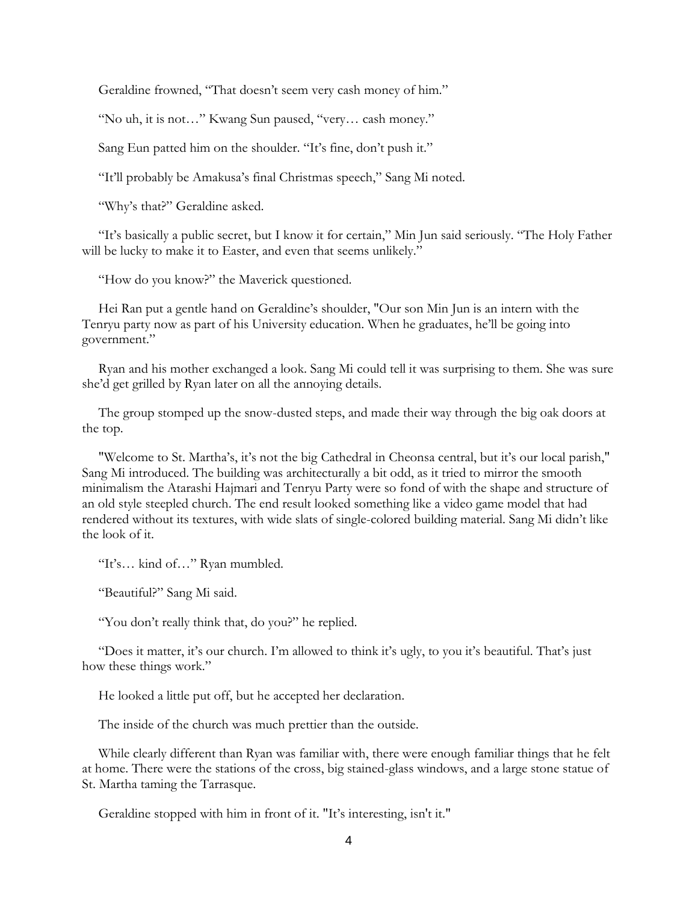Geraldine frowned, “That doesn’t seem very cash money of him.”

“No uh, it is not…” Kwang Sun paused, “very… cash money.”

Sang Eun patted him on the shoulder. “It’s fine, don’t push it.”

“It’ll probably be Amakusa’s final Christmas speech,” Sang Mi noted.

“Why’s that?” Geraldine asked.

“It’s basically a public secret, but I know it for certain,” Min Jun said seriously. “The Holy Father will be lucky to make it to Easter, and even that seems unlikely.”

“How do you know?” the Maverick questioned.

Hei Ran put a gentle hand on Geraldine’s shoulder, "Our son Min Jun is an intern with the Tenryu party now as part of his University education. When he graduates, he’ll be going into government.”

Ryan and his mother exchanged a look. Sang Mi could tell it was surprising to them. She was sure she’d get grilled by Ryan later on all the annoying details.

The group stomped up the snow-dusted steps, and made their way through the big oak doors at the top.

"Welcome to St. Martha’s, it’s not the big Cathedral in Cheonsa central, but it’s our local parish," Sang Mi introduced. The building was architecturally a bit odd, as it tried to mirror the smooth minimalism the Atarashi Hajmari and Tenryu Party were so fond of with the shape and structure of an old style steepled church. The end result looked something like a video game model that had rendered without its textures, with wide slats of single-colored building material. Sang Mi didn’t like the look of it.

“It’s… kind of…” Ryan mumbled.

“Beautiful?” Sang Mi said.

“You don’t really think that, do you?” he replied.

“Does it matter, it’s our church. I’m allowed to think it’s ugly, to you it’s beautiful. That’s just how these things work.”

He looked a little put off, but he accepted her declaration.

The inside of the church was much prettier than the outside.

While clearly different than Ryan was familiar with, there were enough familiar things that he felt at home. There were the stations of the cross, big stained-glass windows, and a large stone statue of St. Martha taming the Tarrasque.

Geraldine stopped with him in front of it. "It’s interesting, isn't it."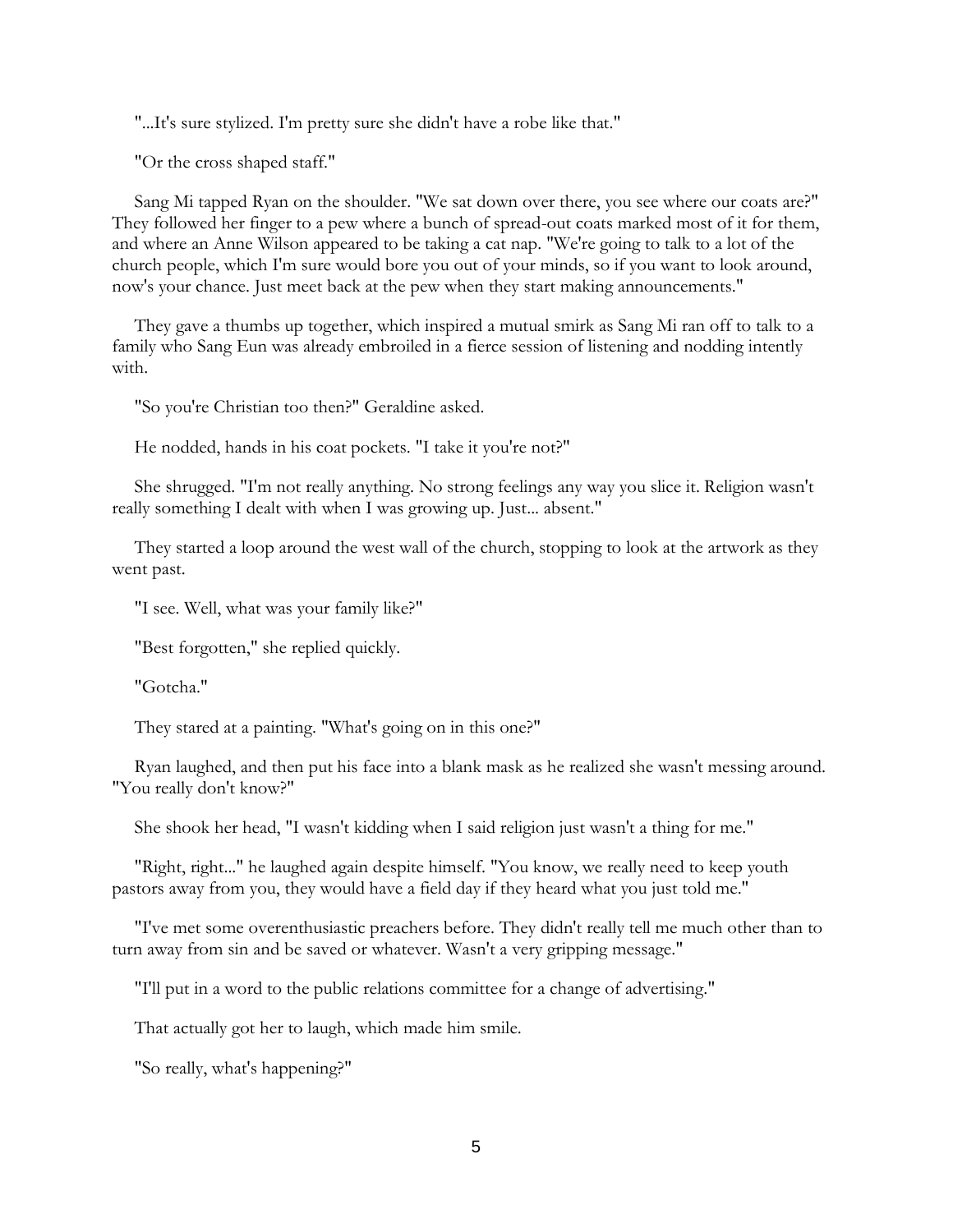"...It's sure stylized. I'm pretty sure she didn't have a robe like that."

"Or the cross shaped staff."

Sang Mi tapped Ryan on the shoulder. "We sat down over there, you see where our coats are?" They followed her finger to a pew where a bunch of spread-out coats marked most of it for them, and where an Anne Wilson appeared to be taking a cat nap. "We're going to talk to a lot of the church people, which I'm sure would bore you out of your minds, so if you want to look around, now's your chance. Just meet back at the pew when they start making announcements."

They gave a thumbs up together, which inspired a mutual smirk as Sang Mi ran off to talk to a family who Sang Eun was already embroiled in a fierce session of listening and nodding intently with.

"So you're Christian too then?" Geraldine asked.

He nodded, hands in his coat pockets. "I take it you're not?"

She shrugged. "I'm not really anything. No strong feelings any way you slice it. Religion wasn't really something I dealt with when I was growing up. Just... absent."

They started a loop around the west wall of the church, stopping to look at the artwork as they went past.

"I see. Well, what was your family like?"

"Best forgotten," she replied quickly.

"Gotcha."

They stared at a painting. "What's going on in this one?"

Ryan laughed, and then put his face into a blank mask as he realized she wasn't messing around. "You really don't know?"

She shook her head, "I wasn't kidding when I said religion just wasn't a thing for me."

"Right, right..." he laughed again despite himself. "You know, we really need to keep youth pastors away from you, they would have a field day if they heard what you just told me."

"I've met some overenthusiastic preachers before. They didn't really tell me much other than to turn away from sin and be saved or whatever. Wasn't a very gripping message."

"I'll put in a word to the public relations committee for a change of advertising."

That actually got her to laugh, which made him smile.

"So really, what's happening?"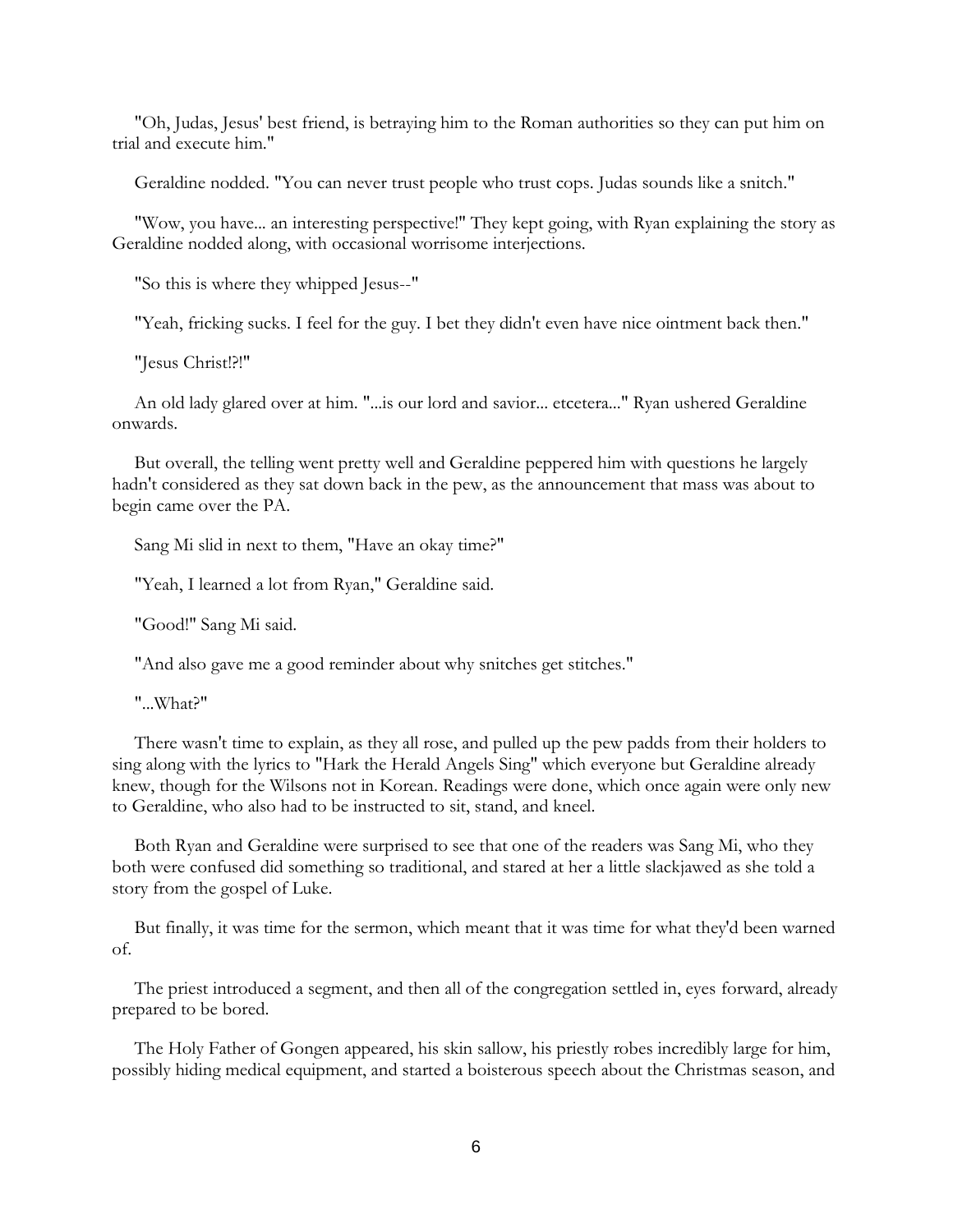"Oh, Judas, Jesus' best friend, is betraying him to the Roman authorities so they can put him on trial and execute him."

Geraldine nodded. "You can never trust people who trust cops. Judas sounds like a snitch."

"Wow, you have... an interesting perspective!" They kept going, with Ryan explaining the story as Geraldine nodded along, with occasional worrisome interjections.

"So this is where they whipped Jesus--"

"Yeah, fricking sucks. I feel for the guy. I bet they didn't even have nice ointment back then."

"Jesus Christ!?!"

An old lady glared over at him. "...is our lord and savior... etcetera..." Ryan ushered Geraldine onwards.

But overall, the telling went pretty well and Geraldine peppered him with questions he largely hadn't considered as they sat down back in the pew, as the announcement that mass was about to begin came over the PA.

Sang Mi slid in next to them, "Have an okay time?"

"Yeah, I learned a lot from Ryan," Geraldine said.

"Good!" Sang Mi said.

"And also gave me a good reminder about why snitches get stitches."

"...What?"

There wasn't time to explain, as they all rose, and pulled up the pew padds from their holders to sing along with the lyrics to "Hark the Herald Angels Sing" which everyone but Geraldine already knew, though for the Wilsons not in Korean. Readings were done, which once again were only new to Geraldine, who also had to be instructed to sit, stand, and kneel.

Both Ryan and Geraldine were surprised to see that one of the readers was Sang Mi, who they both were confused did something so traditional, and stared at her a little slackjawed as she told a story from the gospel of Luke.

But finally, it was time for the sermon, which meant that it was time for what they'd been warned of.

The priest introduced a segment, and then all of the congregation settled in, eyes forward, already prepared to be bored.

The Holy Father of Gongen appeared, his skin sallow, his priestly robes incredibly large for him, possibly hiding medical equipment, and started a boisterous speech about the Christmas season, and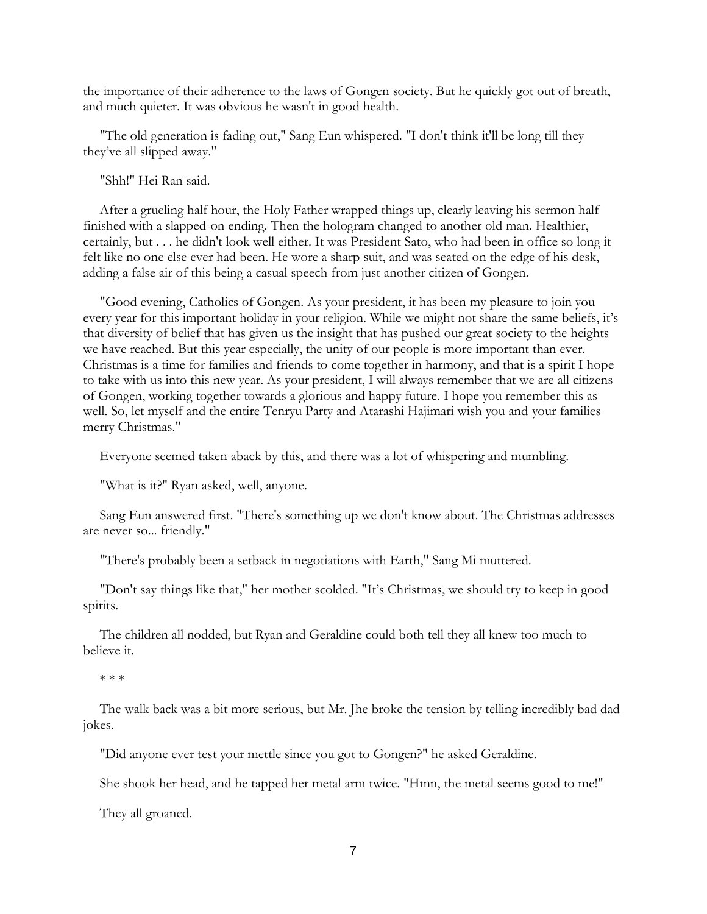the importance of their adherence to the laws of Gongen society. But he quickly got out of breath, and much quieter. It was obvious he wasn't in good health.

"The old generation is fading out," Sang Eun whispered. "I don't think it'll be long till they they've all slipped away."

"Shh!" Hei Ran said.

After a grueling half hour, the Holy Father wrapped things up, clearly leaving his sermon half finished with a slapped-on ending. Then the hologram changed to another old man. Healthier, certainly, but . . . he didn't look well either. It was President Sato, who had been in office so long it felt like no one else ever had been. He wore a sharp suit, and was seated on the edge of his desk, adding a false air of this being a casual speech from just another citizen of Gongen.

"Good evening, Catholics of Gongen. As your president, it has been my pleasure to join you every year for this important holiday in your religion. While we might not share the same beliefs, it's that diversity of belief that has given us the insight that has pushed our great society to the heights we have reached. But this year especially, the unity of our people is more important than ever. Christmas is a time for families and friends to come together in harmony, and that is a spirit I hope to take with us into this new year. As your president, I will always remember that we are all citizens of Gongen, working together towards a glorious and happy future. I hope you remember this as well. So, let myself and the entire Tenryu Party and Atarashi Hajimari wish you and your families merry Christmas."

Everyone seemed taken aback by this, and there was a lot of whispering and mumbling.

"What is it?" Ryan asked, well, anyone.

Sang Eun answered first. "There's something up we don't know about. The Christmas addresses are never so... friendly."

"There's probably been a setback in negotiations with Earth," Sang Mi muttered.

"Don't say things like that," her mother scolded. "It's Christmas, we should try to keep in good spirits.

The children all nodded, but Ryan and Geraldine could both tell they all knew too much to believe it.

\* \* \*

The walk back was a bit more serious, but Mr. Jhe broke the tension by telling incredibly bad dad jokes.

"Did anyone ever test your mettle since you got to Gongen?" he asked Geraldine.

She shook her head, and he tapped her metal arm twice. "Hmn, the metal seems good to me!"

They all groaned.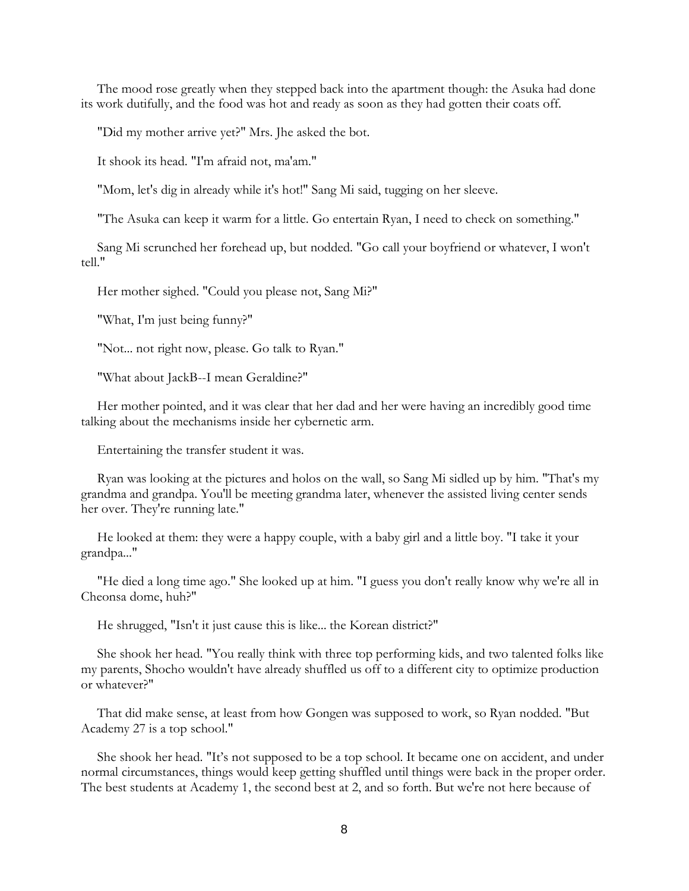The mood rose greatly when they stepped back into the apartment though: the Asuka had done its work dutifully, and the food was hot and ready as soon as they had gotten their coats off.

"Did my mother arrive yet?" Mrs. Jhe asked the bot.

It shook its head. "I'm afraid not, ma'am."

"Mom, let's dig in already while it's hot!" Sang Mi said, tugging on her sleeve.

"The Asuka can keep it warm for a little. Go entertain Ryan, I need to check on something."

Sang Mi scrunched her forehead up, but nodded. "Go call your boyfriend or whatever, I won't tell."

Her mother sighed. "Could you please not, Sang Mi?"

"What, I'm just being funny?"

"Not... not right now, please. Go talk to Ryan."

"What about JackB--I mean Geraldine?"

Her mother pointed, and it was clear that her dad and her were having an incredibly good time talking about the mechanisms inside her cybernetic arm.

Entertaining the transfer student it was.

Ryan was looking at the pictures and holos on the wall, so Sang Mi sidled up by him. "That's my grandma and grandpa. You'll be meeting grandma later, whenever the assisted living center sends her over. They're running late."

He looked at them: they were a happy couple, with a baby girl and a little boy. "I take it your grandpa..."

"He died a long time ago." She looked up at him. "I guess you don't really know why we're all in Cheonsa dome, huh?"

He shrugged, "Isn't it just cause this is like... the Korean district?"

She shook her head. "You really think with three top performing kids, and two talented folks like my parents, Shocho wouldn't have already shuffled us off to a different city to optimize production or whatever?"

That did make sense, at least from how Gongen was supposed to work, so Ryan nodded. "But Academy 27 is a top school."

She shook her head. "It's not supposed to be a top school. It became one on accident, and under normal circumstances, things would keep getting shuffled until things were back in the proper order. The best students at Academy 1, the second best at 2, and so forth. But we're not here because of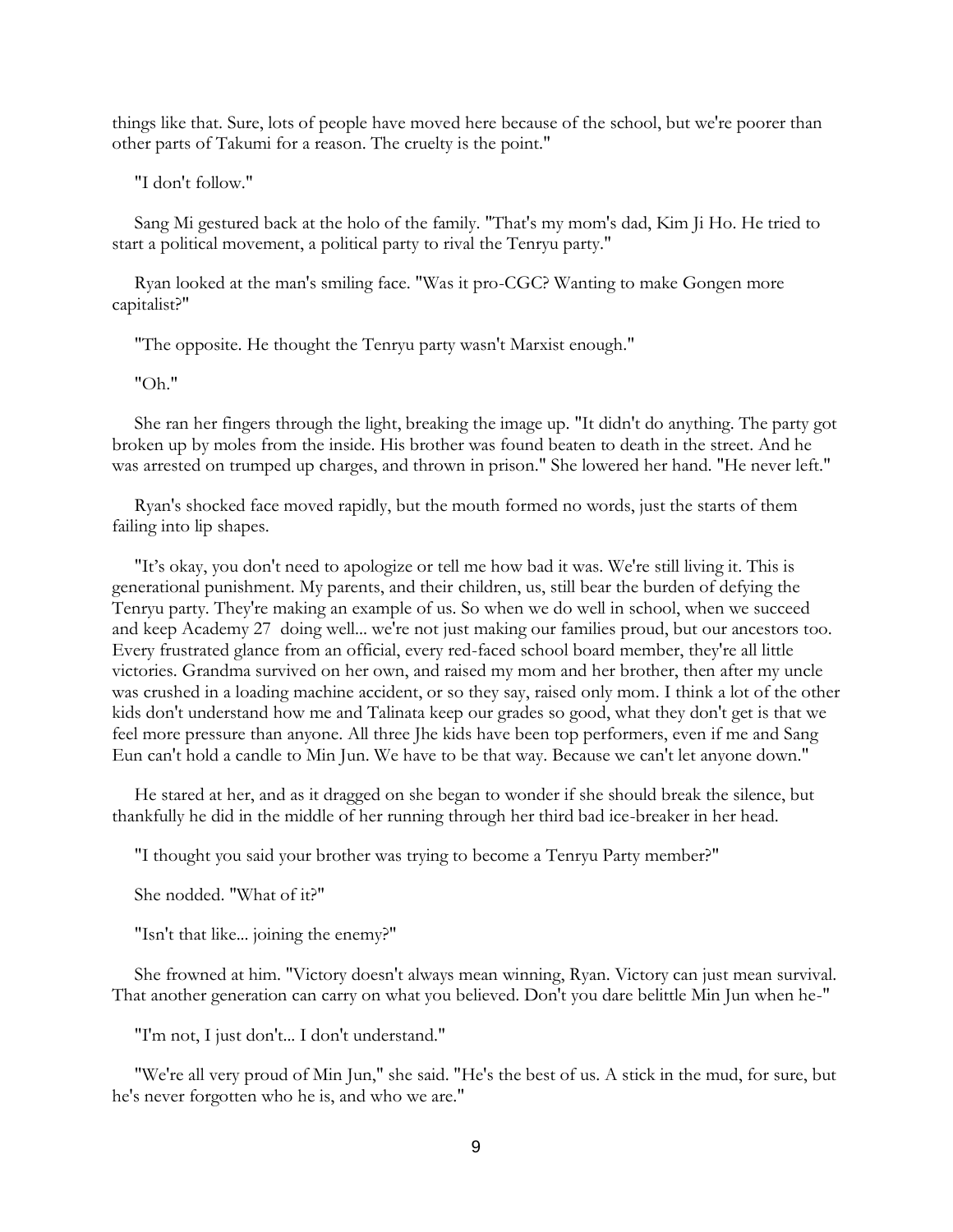things like that. Sure, lots of people have moved here because of the school, but we're poorer than other parts of Takumi for a reason. The cruelty is the point."

"I don't follow."

Sang Mi gestured back at the holo of the family. "That's my mom's dad, Kim Ji Ho. He tried to start a political movement, a political party to rival the Tenryu party."

Ryan looked at the man's smiling face. "Was it pro-CGC? Wanting to make Gongen more capitalist?"

"The opposite. He thought the Tenryu party wasn't Marxist enough."

"Oh."

She ran her fingers through the light, breaking the image up. "It didn't do anything. The party got broken up by moles from the inside. His brother was found beaten to death in the street. And he was arrested on trumped up charges, and thrown in prison." She lowered her hand. "He never left."

Ryan's shocked face moved rapidly, but the mouth formed no words, just the starts of them failing into lip shapes.

"It's okay, you don't need to apologize or tell me how bad it was. We're still living it. This is generational punishment. My parents, and their children, us, still bear the burden of defying the Tenryu party. They're making an example of us. So when we do well in school, when we succeed and keep Academy 27 doing well... we're not just making our families proud, but our ancestors too. Every frustrated glance from an official, every red-faced school board member, they're all little victories. Grandma survived on her own, and raised my mom and her brother, then after my uncle was crushed in a loading machine accident, or so they say, raised only mom. I think a lot of the other kids don't understand how me and Talinata keep our grades so good, what they don't get is that we feel more pressure than anyone. All three Jhe kids have been top performers, even if me and Sang Eun can't hold a candle to Min Jun. We have to be that way. Because we can't let anyone down."

He stared at her, and as it dragged on she began to wonder if she should break the silence, but thankfully he did in the middle of her running through her third bad ice-breaker in her head.

"I thought you said your brother was trying to become a Tenryu Party member?"

She nodded. "What of it?"

"Isn't that like... joining the enemy?"

She frowned at him. "Victory doesn't always mean winning, Ryan. Victory can just mean survival. That another generation can carry on what you believed. Don't you dare belittle Min Jun when he-"

"I'm not, I just don't... I don't understand."

"We're all very proud of Min Jun," she said. "He's the best of us. A stick in the mud, for sure, but he's never forgotten who he is, and who we are."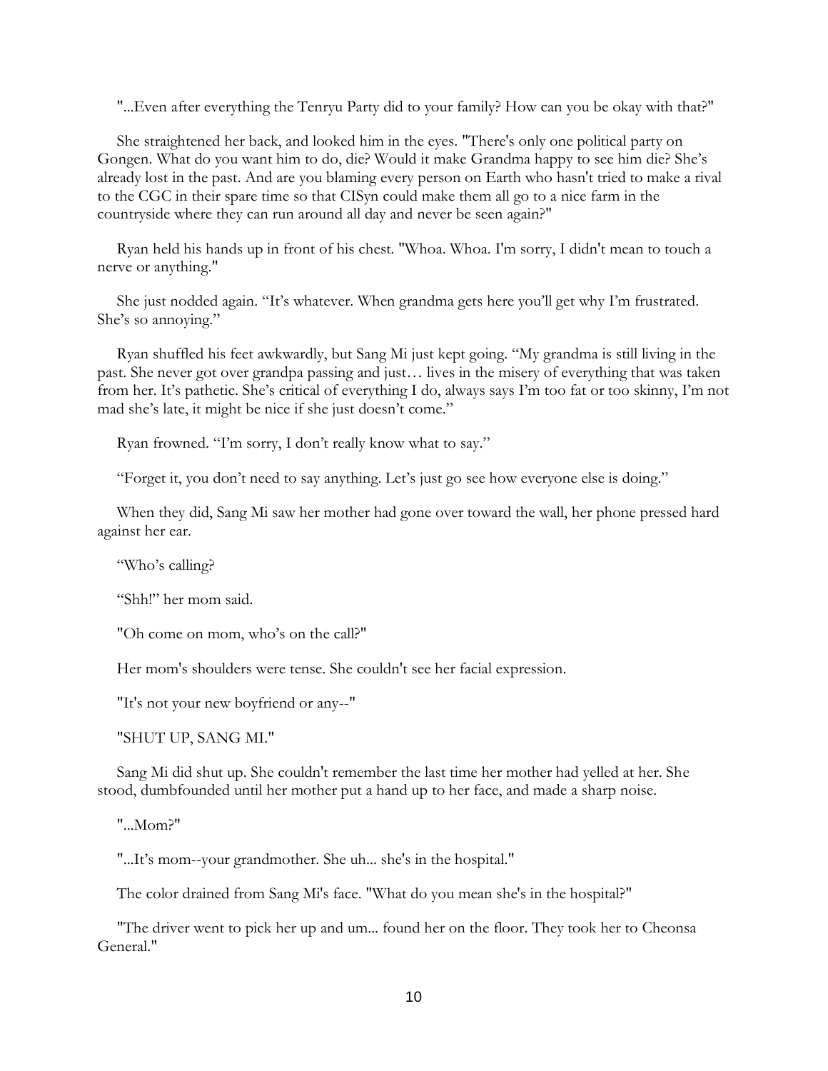"...Even after everything the Tenryu Party did to your family? How can you be okay with that?"

She straightened her back, and looked him in the eyes. "There's only one political party on Gongen. What do you want him to do, die? Would it make Grandma happy to see him die? She's already lost in the past. And are you blaming every person on Earth who hasn't tried to make a rival to the CGC in their spare time so that CISyn could make them all go to a nice farm in the countryside where they can run around all day and never be seen again?"

Ryan held his hands up in front of his chest. "Whoa. Whoa. I'm sorry, I didn't mean to touch a nerve or anything."

She just nodded again. "It's whatever. When grandma gets here you'll get why I'm frustrated. She's so annoying."

Ryan shuffled his feet awkwardly, but Sang Mi just kept going. "My grandma is still living in the past. She never got over grandpa passing and just… lives in the misery of everything that was taken from her. It's pathetic. She's critical of everything I do, always says I'm too fat or too skinny, I'm not mad she's late, it might be nice if she just doesn't come."

Ryan frowned. "I'm sorry, I don't really know what to say."

"Forget it, you don't need to say anything. Let's just go see how everyone else is doing."

When they did, Sang Mi saw her mother had gone over toward the wall, her phone pressed hard against her ear.

"Who's calling?

"Shh!" her mom said.

"Oh come on mom, who's on the call?"

Her mom's shoulders were tense. She couldn't see her facial expression.

"It's not your new boyfriend or any--"

"SHUT UP, SANG MI."

Sang Mi did shut up. She couldn't remember the last time her mother had yelled at her. She stood, dumbfounded until her mother put a hand up to her face, and made a sharp noise.

"...Mom?"

"...It's mom--your grandmother. She uh... she's in the hospital."

The color drained from Sang Mi's face. "What do you mean she's in the hospital?"

"The driver went to pick her up and um... found her on the floor. They took her to Cheonsa General."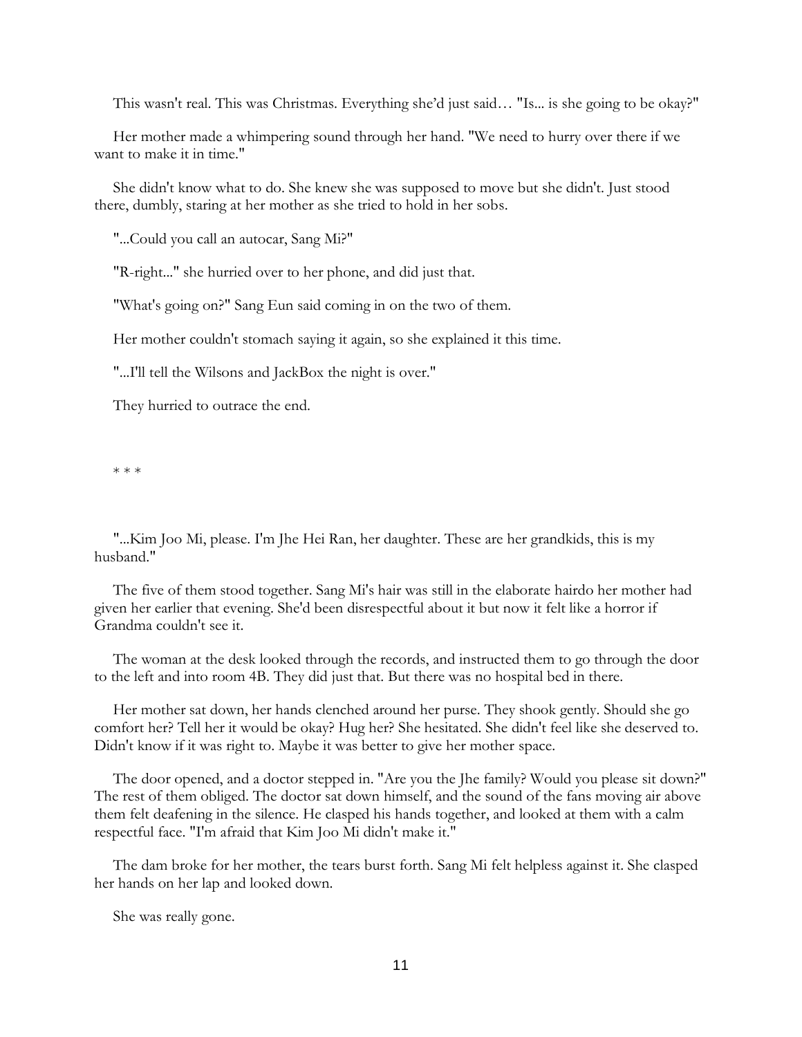This wasn't real. This was Christmas. Everything she'd just said… "Is... is she going to be okay?"

Her mother made a whimpering sound through her hand. "We need to hurry over there if we want to make it in time."

She didn't know what to do. She knew she was supposed to move but she didn't. Just stood there, dumbly, staring at her mother as she tried to hold in her sobs.

"...Could you call an autocar, Sang Mi?"

"R-right..." she hurried over to her phone, and did just that.

"What's going on?" Sang Eun said coming in on the two of them.

Her mother couldn't stomach saying it again, so she explained it this time.

"...I'll tell the Wilsons and JackBox the night is over."

They hurried to outrace the end.

\* \* \*

"...Kim Joo Mi, please. I'm Jhe Hei Ran, her daughter. These are her grandkids, this is my husband."

The five of them stood together. Sang Mi's hair was still in the elaborate hairdo her mother had given her earlier that evening. She'd been disrespectful about it but now it felt like a horror if Grandma couldn't see it.

The woman at the desk looked through the records, and instructed them to go through the door to the left and into room 4B. They did just that. But there was no hospital bed in there.

Her mother sat down, her hands clenched around her purse. They shook gently. Should she go comfort her? Tell her it would be okay? Hug her? She hesitated. She didn't feel like she deserved to. Didn't know if it was right to. Maybe it was better to give her mother space.

The door opened, and a doctor stepped in. "Are you the Jhe family? Would you please sit down?" The rest of them obliged. The doctor sat down himself, and the sound of the fans moving air above them felt deafening in the silence. He clasped his hands together, and looked at them with a calm respectful face. "I'm afraid that Kim Joo Mi didn't make it."

The dam broke for her mother, the tears burst forth. Sang Mi felt helpless against it. She clasped her hands on her lap and looked down.

She was really gone.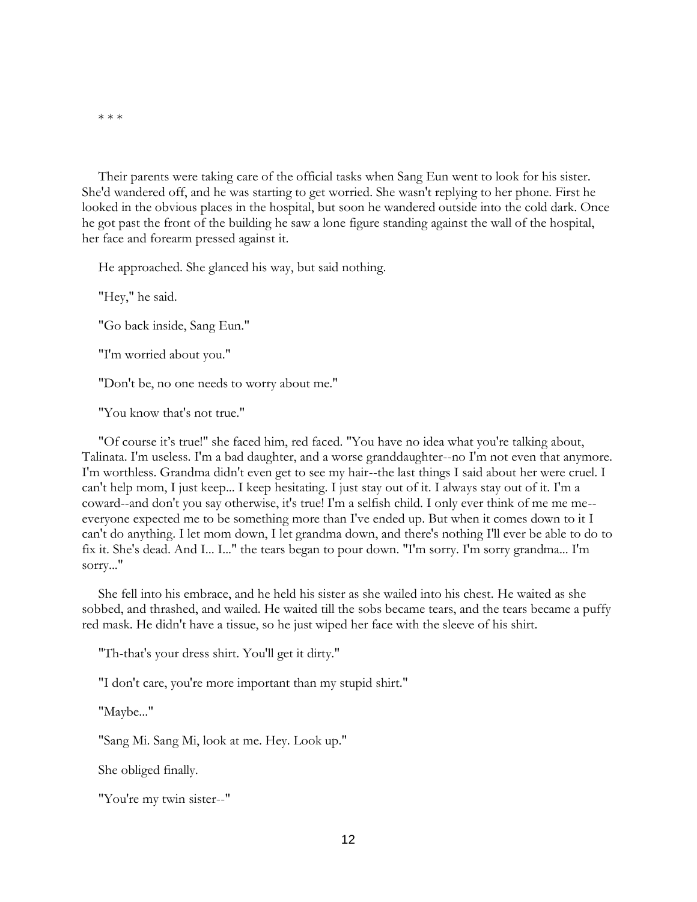\* \* \*

Their parents were taking care of the official tasks when Sang Eun went to look for his sister. She'd wandered off, and he was starting to get worried. She wasn't replying to her phone. First he looked in the obvious places in the hospital, but soon he wandered outside into the cold dark. Once he got past the front of the building he saw a lone figure standing against the wall of the hospital, her face and forearm pressed against it.

He approached. She glanced his way, but said nothing.

"Hey," he said.

"Go back inside, Sang Eun."

"I'm worried about you."

"Don't be, no one needs to worry about me."

"You know that's not true."

"Of course it's true!" she faced him, red faced. "You have no idea what you're talking about, Talinata. I'm useless. I'm a bad daughter, and a worse granddaughter--no I'm not even that anymore. I'm worthless. Grandma didn't even get to see my hair--the last things I said about her were cruel. I can't help mom, I just keep... I keep hesitating. I just stay out of it. I always stay out of it. I'm a coward--and don't you say otherwise, it's true! I'm a selfish child. I only ever think of me me me--everyone expected me to be something more than I've ended up. But when it comes down to it I can't do anything. I let mom down, I let grandma down, and there's nothing I'll ever be able to do to fix it. She's dead. And I... I..." the tears began to pour down. "I'm sorry. I'm sorry grandma... I'm sorry..."

She fell into his embrace, and he held his sister as she wailed into his chest. He waited as she sobbed, and thrashed, and wailed. He waited till the sobs became tears, and the tears became a puffy red mask. He didn't have a tissue, so he just wiped her face with the sleeve of his shirt.

"Th-that's your dress shirt. You'll get it dirty."

"I don't care, you're more important than my stupid shirt."

"Maybe..."

"Sang Mi. Sang Mi, look at me. Hey. Look up."

She obliged finally.

"You're my twin sister--"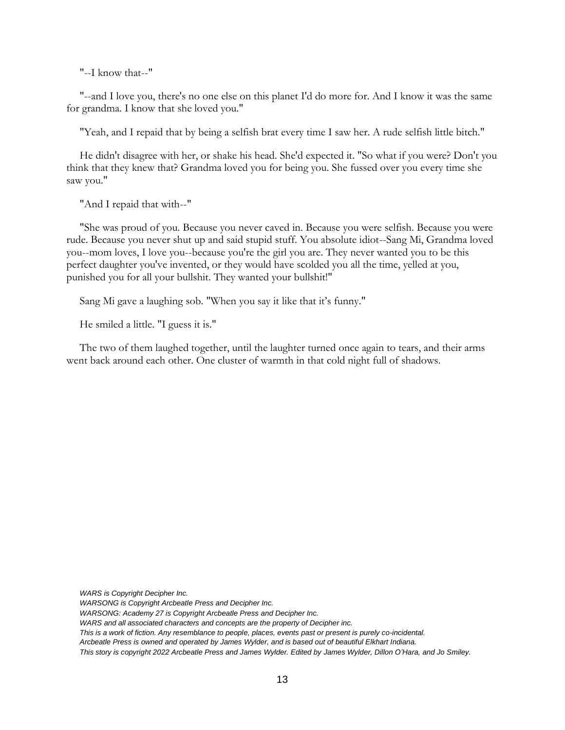"--I know that--"

"--and I love you, there's no one else on this planet I'd do more for. And I know it was the same for grandma. I know that she loved you."

"Yeah, and I repaid that by being a selfish brat every time I saw her. A rude selfish little bitch."

He didn't disagree with her, or shake his head. She'd expected it. "So what if you were? Don't you think that they knew that? Grandma loved you for being you. She fussed over you every time she saw you."

"And I repaid that with--"

"She was proud of you. Because you never caved in. Because you were selfish. Because you were rude. Because you never shut up and said stupid stuff. You absolute idiot--Sang Mi, Grandma loved you--mom loves, I love you--because you're the girl you are. They never wanted you to be this perfect daughter you've invented, or they would have scolded you all the time, yelled at you, punished you for all your bullshit. They wanted your bullshit!"

Sang Mi gave a laughing sob. "When you say it like that it's funny."

He smiled a little. "I guess it is."

The two of them laughed together, until the laughter turned once again to tears, and their arms went back around each other. One cluster of warmth in that cold night full of shadows.

*WARS is Copyright Decipher Inc.*
*WARSONG is Copyright Arcbeatle Press and Decipher Inc.*
*WARSONG: Academy 27 is Copyright Arcbeatle Press and Decipher Inc.*
*WARS and all associated characters and concepts are the property of Decipher inc.*
*This is a work of fiction. Any resemblance to people, places, events past or present is purely co-incidental.*
*Arcbeatle Press is owned and operated by James Wylder, and is based out of beautiful Elkhart Indiana.*
*This story is copyright 2022 Arcbeatle Press and James Wylder. Edited by James Wylder, Dillon O'Hara, and Jo Smiley.*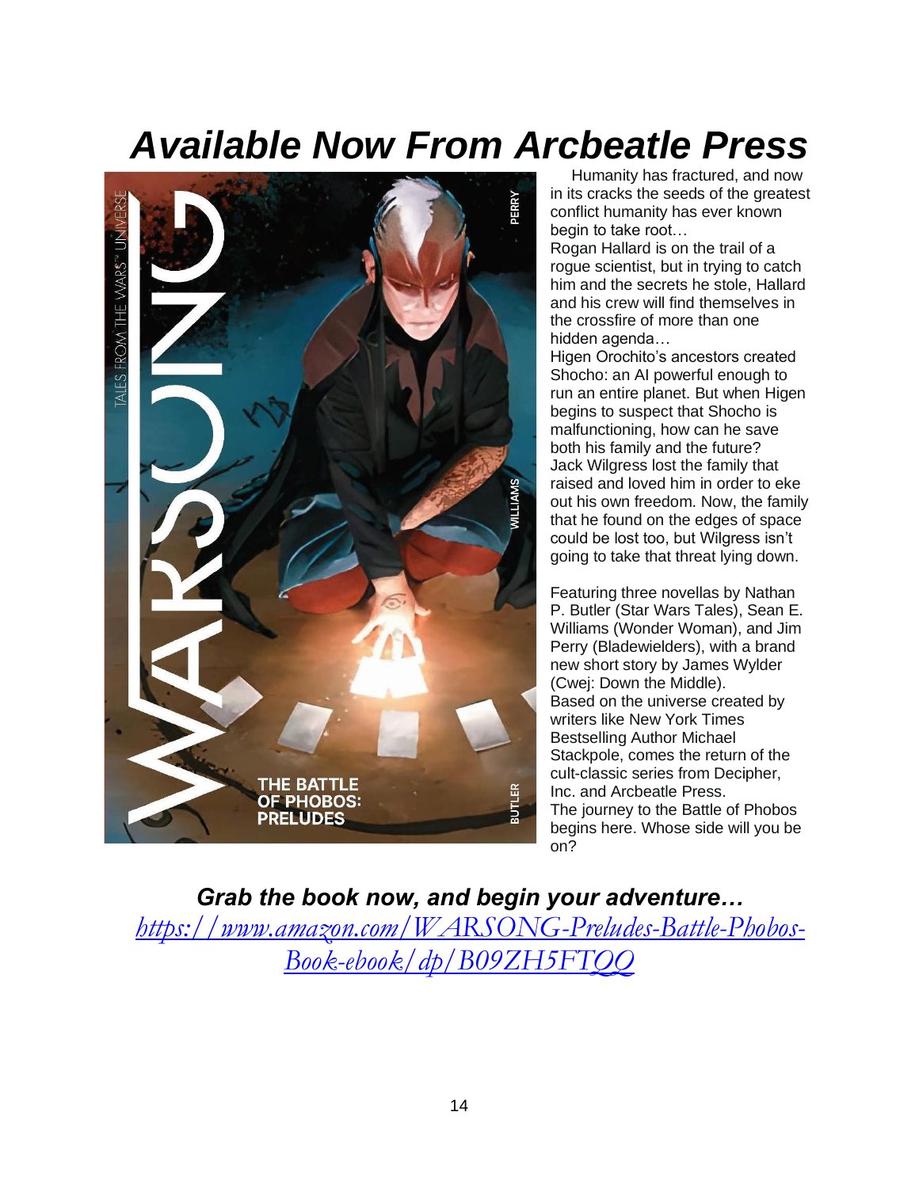# *Available Now From Arcbeatle Press*

Humanity has fractured, and now in its cracks the seeds of the greatest conflict humanity has ever known begin to take root…

Rogan Hallard is on the trail of a rogue scientist, but in trying to catch him and the secrets he stole, Hallard and his crew will find themselves in the crossfire of more than one hidden agenda…

Higen Orochito's ancestors created Shocho: an AI powerful enough to run an entire planet. But when Higen begins to suspect that Shocho is malfunctioning, how can he save both his family and the future?

Jack Wilgress lost the family that raised and loved him in order to eke out his own freedom. Now, the family that he found on the edges of space could be lost too, but Wilgress isn't going to take that threat lying down.

Featuring three novellas by Nathan P. Butler (Star Wars Tales), Sean E. Williams (Wonder Woman), and Jim Perry (Bladewielders), with a brand new short story by James Wylder (Cwej: Down the Middle).

Based on the universe created by writers like New York Times Bestselling Author Michael Stackpole, comes the return of the cult-classic series from Decipher, Inc. and Arcbeatle Press.

The journey to the Battle of Phobos begins here. Whose side will you be on?

***Grab the book now, and begin your adventure…***

[https://www.amazon.com/WARSONG-Preludes-Battle-Phobos-Book-ebook/dp/B09ZH5FTQQ](https://www.amazon.com/WARSONG-Preludes-Battle-Phobos-Book-ebook/dp/B09ZH5FTQQ)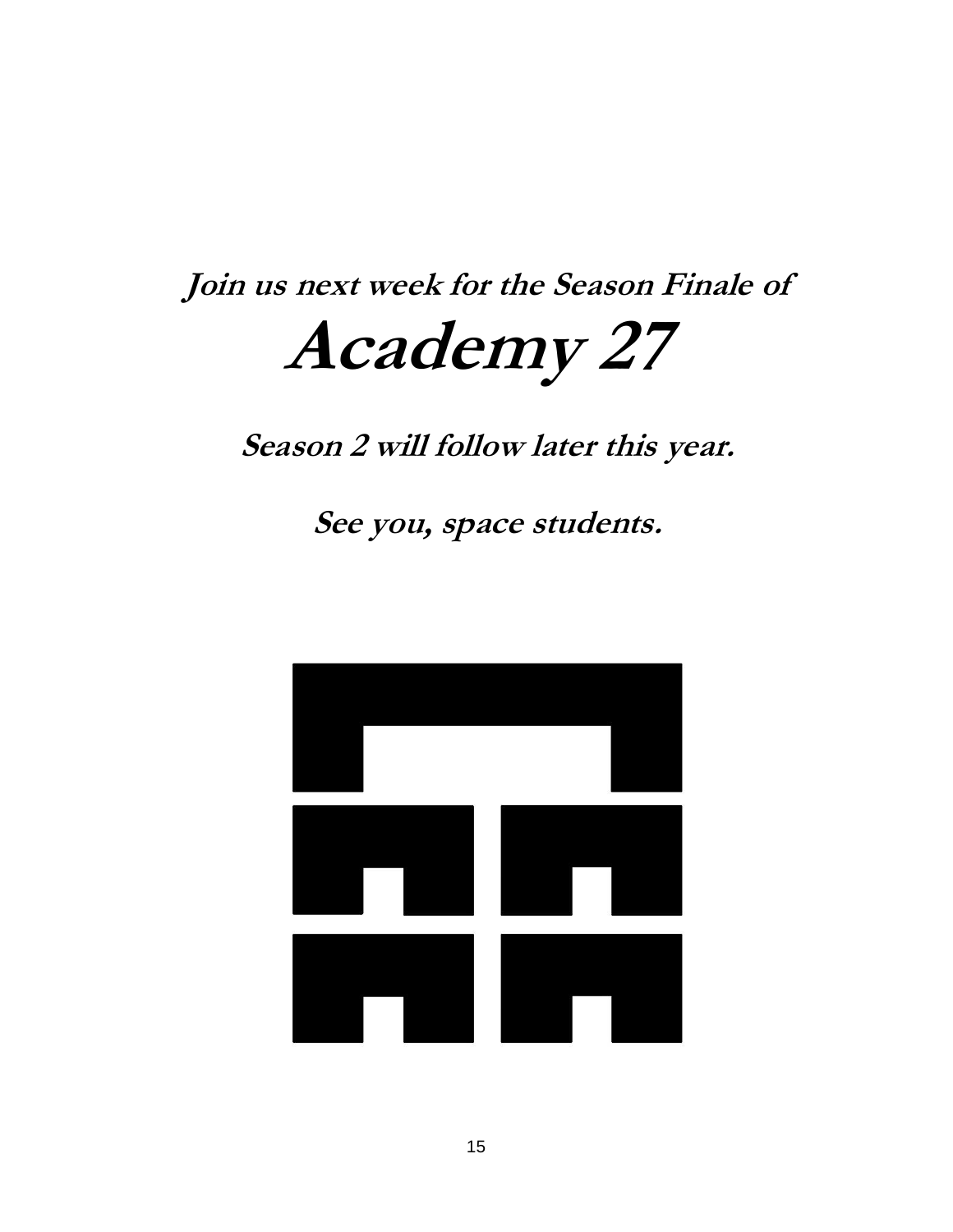***Join us next week for the Season Finale of***

# ***Academy 27***

***Season 2 will follow later this year.***

***See you, space students.***